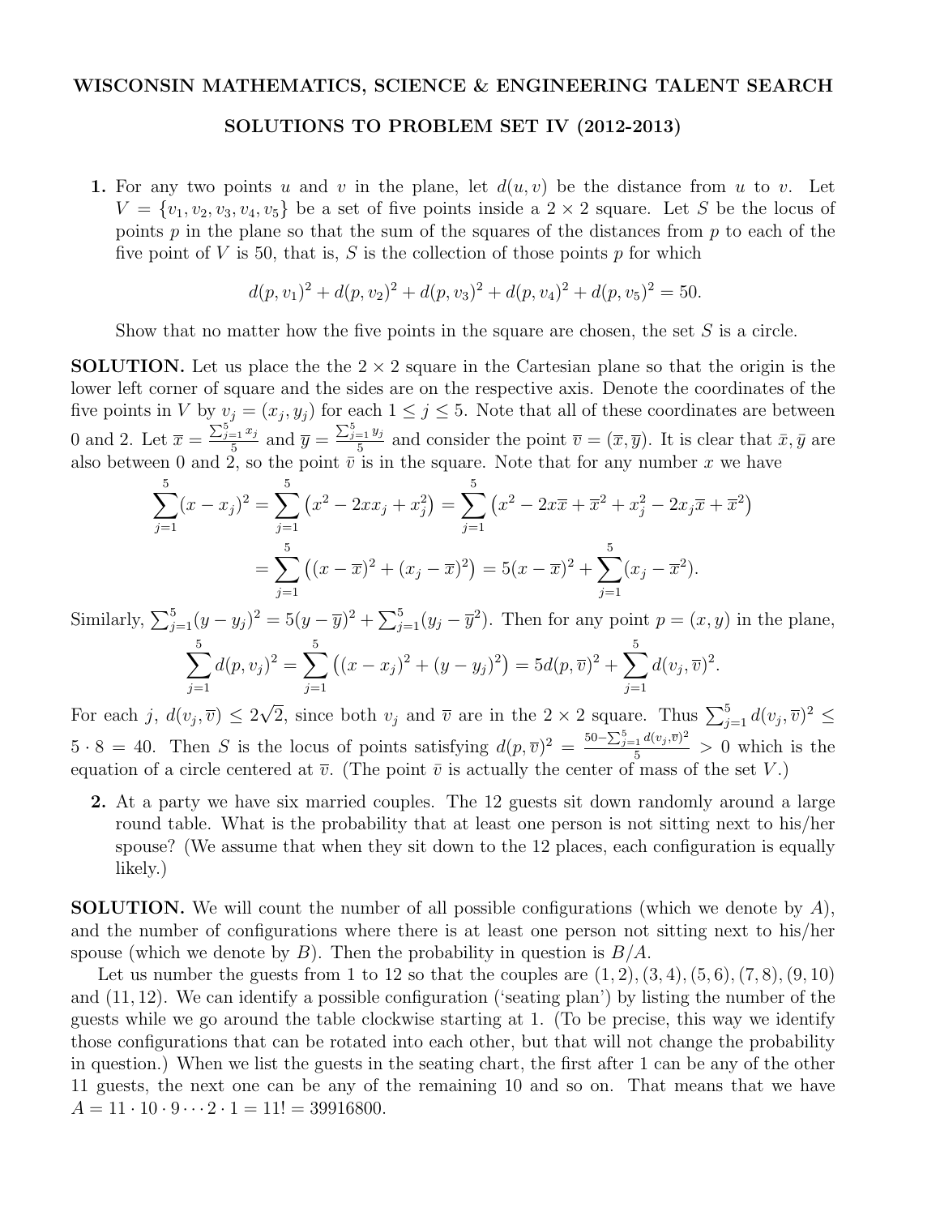**WISCONSIN MATHEMATICS, SCIENCE & ENGINEERING TALENT SEARCH**

**SOLUTIONS TO PROBLEM SET IV (2012-2013)**

**1.** For any two points $u$ and $v$ in the plane, let $d(u,v)$ be the distance from $u$ to $v$. Let $V = \{v_1, v_2, v_3, v_4, v_5\}$ be a set of five points inside a $2 \times 2$ square. Let $S$ be the locus of points $p$ in the plane so that the sum of the squares of the distances from $p$ to each of the five point of $V$ is 50, that is, $S$ is the collection of those points $p$ for which

$$d(p,v_1)^2 + d(p,v_2)^2 + d(p,v_3)^2 + d(p,v_4)^2 + d(p,v_5)^2 = 50.$$

Show that no matter how the five points in the square are chosen, the set $S$ is a circle.

**SOLUTION.** Let us place the the $2 \times 2$ square in the Cartesian plane so that the origin is the lower left corner of square and the sides are on the respective axis. Denote the coordinates of the five points in $V$ by $v_j = (x_j, y_j)$ for each $1 \le j \le 5$. Note that all of these coordinates are between 0 and 2. Let $\overline{x} = \frac{\sum_{j=1}^5 x_j}{5}$ and $\overline{y} = \frac{\sum_{j=1}^5 y_j}{5}$ and consider the point $\overline{v} = (\overline{x}, \overline{y})$. It is clear that $\bar{x}, \bar{y}$ are also between 0 and 2, so the point $\bar{v}$ is in the square. Note that for any number $x$ we have

$$\sum_{j=1}^5 (x - x_j)^2 = \sum_{j=1}^5 \left(x^2 - 2xx_j + x_j^2\right) = \sum_{j=1}^5 \left(x^2 - 2x\overline{x} + \overline{x}^2 + x_j^2 - 2x_j\overline{x} + \overline{x}^2\right)$$

$$= \sum_{j=1}^5 \left((x - \overline{x})^2 + (x_j - \overline{x})^2\right) = 5(x - \overline{x})^2 + \sum_{j=1}^5 (x_j - \overline{x}^2).$$

Similarly, $\sum_{j=1}^5 (y - y_j)^2 = 5(y - \overline{y})^2 + \sum_{j=1}^5 (y_j - \overline{y}^2)$. Then for any point $p = (x, y)$ in the plane,

$$\sum_{j=1}^5 d(p, v_j)^2 = \sum_{j=1}^5 \left((x - x_j)^2 + (y - y_j)^2\right) = 5d(p, \overline{v})^2 + \sum_{j=1}^5 d(v_j, \overline{v})^2.$$

For each $j$, $d(v_j, \overline{v}) \le 2\sqrt{2}$, since both $v_j$ and $\overline{v}$ are in the $2 \times 2$ square. Thus $\sum_{j=1}^5 d(v_j, \overline{v})^2 \le 5 \cdot 8 = 40$. Then $S$ is the locus of points satisfying $d(p, \overline{v})^2 = \frac{50 - \sum_{j=1}^5 d(v_j, \overline{v})^2}{5} > 0$ which is the equation of a circle centered at $\overline{v}$. (The point $\bar{v}$ is actually the center of mass of the set $V$.)

**2.** At a party we have six married couples. The 12 guests sit down randomly around a large round table. What is the probability that at least one person is not sitting next to his/her spouse? (We assume that when they sit down to the 12 places, each configuration is equally likely.)

**SOLUTION.** We will count the number of all possible configurations (which we denote by $A$), and the number of configurations where there is at least one person not sitting next to his/her spouse (which we denote by $B$). Then the probability in question is $B/A$.

Let us number the guests from 1 to 12 so that the couples are $(1,2), (3,4), (5,6), (7,8), (9,10)$ and $(11,12)$. We can identify a possible configuration ('seating plan') by listing the number of the guests while we go around the table clockwise starting at 1. (To be precise, this way we identify those configurations that can be rotated into each other, but that will not change the probability in question.) When we list the guests in the seating chart, the first after 1 can be any of the other 11 guests, the next one can be any of the remaining 10 and so on. That means that we have $A = 11 \cdot 10 \cdot 9 \cdots 2 \cdot 1 = 11! = 39916800$.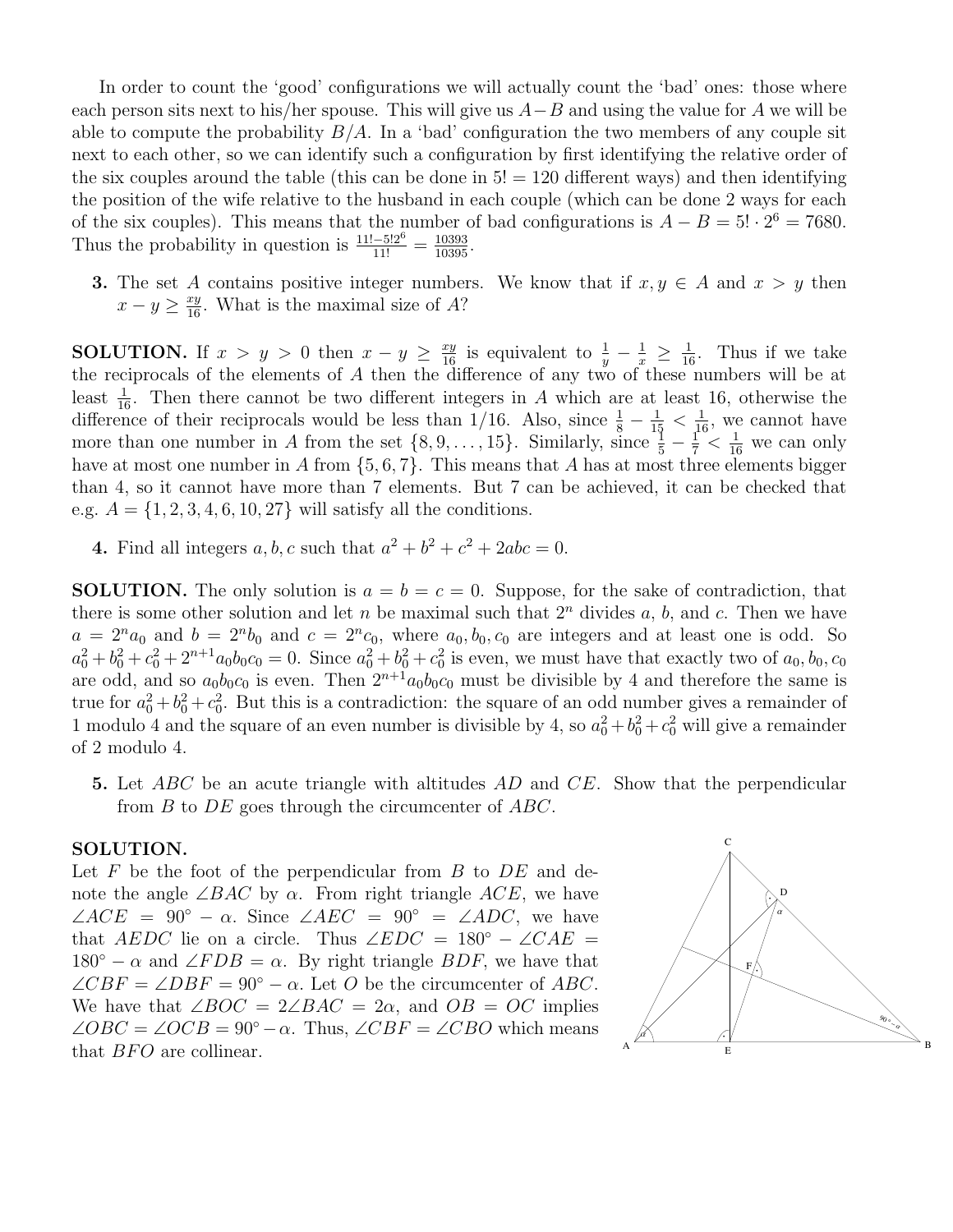In order to count the 'good' configurations we will actually count the 'bad' ones: those where each person sits next to his/her spouse. This will give us $A - B$ and using the value for $A$ we will be able to compute the probability $B/A$. In a 'bad' configuration the two members of any couple sit next to each other, so we can identify such a configuration by first identifying the relative order of the six couples around the table (this can be done in $5! = 120$ different ways) and then identifying the position of the wife relative to the husband in each couple (which can be done 2 ways for each of the six couples). This means that the number of bad configurations is $A - B = 5! \cdot 2^6 = 7680$. Thus the probability in question is $\frac{11! - 5! 2^6}{11!} = \frac{10393}{10395}$.

**3.** The set $A$ contains positive integer numbers. We know that if $x, y \in A$ and $x > y$ then $x - y \geq \frac{xy}{16}$. What is the maximal size of $A$?

**SOLUTION.** If $x > y > 0$ then $x - y \geq \frac{xy}{16}$ is equivalent to $\frac{1}{y} - \frac{1}{x} \geq \frac{1}{16}$. Thus if we take the reciprocals of the elements of $A$ then the difference of any two of these numbers will be at least $\frac{1}{16}$. Then there cannot be two different integers in $A$ which are at least 16, otherwise the difference of their reciprocals would be less than $1/16$. Also, since $\frac{1}{8} - \frac{1}{15} < \frac{1}{16}$, we cannot have more than one number in $A$ from the set $\{8, 9, \ldots, 15\}$. Similarly, since $\frac{1}{5} - \frac{1}{7} < \frac{1}{16}$ we can only have at most one number in $A$ from $\{5, 6, 7\}$. This means that $A$ has at most three elements bigger than 4, so it cannot have more than 7 elements. But 7 can be achieved, it can be checked that e.g. $A = \{1, 2, 3, 4, 6, 10, 27\}$ will satisfy all the conditions.

**4.** Find all integers $a, b, c$ such that $a^2 + b^2 + c^2 + 2abc = 0$.

**SOLUTION.** The only solution is $a = b = c = 0$. Suppose, for the sake of contradiction, that there is some other solution and let $n$ be maximal such that $2^n$ divides $a$, $b$, and $c$. Then we have $a = 2^n a_0$ and $b = 2^n b_0$ and $c = 2^n c_0$, where $a_0, b_0, c_0$ are integers and at least one is odd. So $a_0^2 + b_0^2 + c_0^2 + 2^{n+1} a_0 b_0 c_0 = 0$. Since $a_0^2 + b_0^2 + c_0^2$ is even, we must have that exactly two of $a_0, b_0, c_0$ are odd, and so $a_0 b_0 c_0$ is even. Then $2^{n+1} a_0 b_0 c_0$ must be divisible by 4 and therefore the same is true for $a_0^2 + b_0^2 + c_0^2$. But this is a contradiction: the square of an odd number gives a remainder of 1 modulo 4 and the square of an even number is divisible by 4, so $a_0^2 + b_0^2 + c_0^2$ will give a remainder of 2 modulo 4.

**5.** Let $ABC$ be an acute triangle with altitudes $AD$ and $CE$. Show that the perpendicular from $B$ to $DE$ goes through the circumcenter of $ABC$.

**SOLUTION.**
Let $F$ be the foot of the perpendicular from $B$ to $DE$ and denote the angle $\angle BAC$ by $\alpha$. From right triangle $ACE$, we have $\angle ACE = 90^\circ - \alpha$. Since $\angle AEC = 90^\circ = \angle ADC$, we have that $AEDC$ lie on a circle. Thus $\angle EDC = 180^\circ - \angle CAE = 180^\circ - \alpha$ and $\angle FDB = \alpha$. By right triangle $BDF$, we have that $\angle CBF = \angle DBF = 90^\circ - \alpha$. Let $O$ be the circumcenter of $ABC$. We have that $\angle BOC = 2\angle BAC = 2\alpha$, and $OB = OC$ implies $\angle OBC = \angle OCB = 90^\circ - \alpha$. Thus, $\angle CBF = \angle CBO$ which means that $BFO$ are collinear.

C
D
$\alpha$
F
$90^\circ - \alpha$
$\alpha$
A
E
B